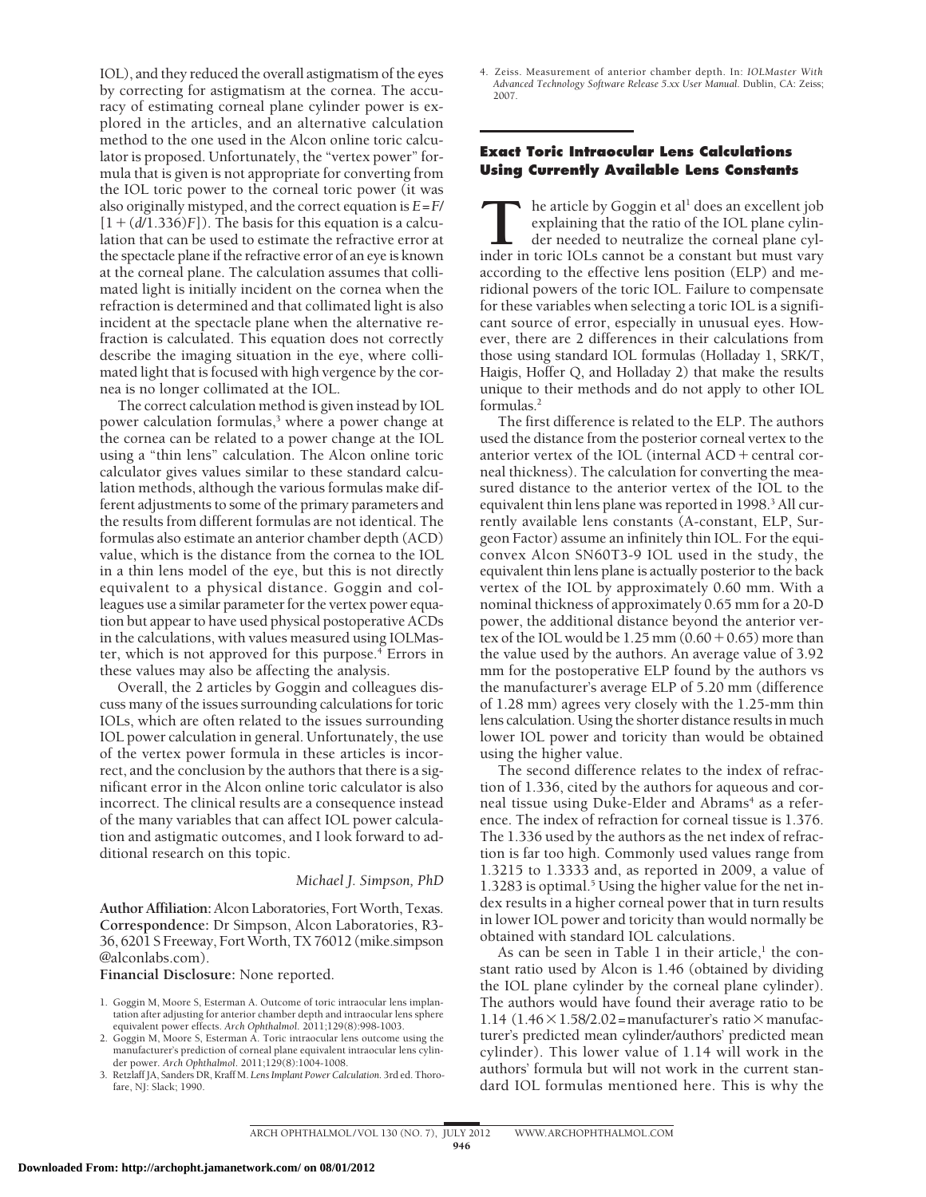IOL), and they reduced the overall astigmatism of the eyes by correcting for astigmatism at the cornea. The accuracy of estimating corneal plane cylinder power is explored in the articles, and an alternative calculation method to the one used in the Alcon online toric calculator is proposed. Unfortunately, the "vertex power" formula that is given is not appropriate for converting from the IOL toric power to the corneal toric power (it was also originally mistyped, and the correct equation is $E = F/[1 + (d/1.336)F]$). The basis for this equation is a calculation that can be used to estimate the refractive error at the spectacle plane if the refractive error of an eye is known at the corneal plane. The calculation assumes that collimated light is initially incident on the cornea when the refraction is determined and that collimated light is also incident at the spectacle plane when the alternative refraction is calculated. This equation does not correctly describe the imaging situation in the eye, where collimated light that is focused with high vergence by the cornea is no longer collimated at the IOL.

The correct calculation method is given instead by IOL power calculation formulas,[3] where a power change at the cornea can be related to a power change at the IOL using a "thin lens" calculation. The Alcon online toric calculator gives values similar to these standard calculation methods, although the various formulas make different adjustments to some of the primary parameters and the results from different formulas are not identical. The formulas also estimate an anterior chamber depth (ACD) value, which is the distance from the cornea to the IOL in a thin lens model of the eye, but this is not directly equivalent to a physical distance. Goggin and colleagues use a similar parameter for the vertex power equation but appear to have used physical postoperative ACDs in the calculations, with values measured using IOLMaster, which is not approved for this purpose.[4] Errors in these values may also be affecting the analysis.

Overall, the 2 articles by Goggin and colleagues discuss many of the issues surrounding calculations for toric IOLs, which are often related to the issues surrounding IOL power calculation in general. Unfortunately, the use of the vertex power formula in these articles is incorrect, and the conclusion by the authors that there is a significant error in the Alcon online toric calculator is also incorrect. The clinical results are a consequence instead of the many variables that can affect IOL power calculation and astigmatic outcomes, and I look forward to additional research on this topic.

*Michael J. Simpson, PhD*

**Author Affiliation:** Alcon Laboratories, Fort Worth, Texas.
**Correspondence:** Dr Simpson, Alcon Laboratories, R3-36, 6201 S Freeway, Fort Worth, TX 76012 (mike.simpson@alconlabs.com).
**Financial Disclosure:** None reported.

1. Goggin M, Moore S, Esterman A. Outcome of toric intraocular lens implantation after adjusting for anterior chamber depth and intraocular lens sphere equivalent power effects. *Arch Ophthalmol*. 2011;129(8):998-1003.
2. Goggin M, Moore S, Esterman A. Toric intraocular lens outcome using the manufacturer's prediction of corneal plane equivalent intraocular lens cylinder power. *Arch Ophthalmol*. 2011;129(8):1004-1008.
3. Retzlaff JA, Sanders DR, Kraff M. *Lens Implant Power Calculation*. 3rd ed. Thorofare, NJ: Slack; 1990.
4. Zeiss. Measurement of anterior chamber depth. In: *IOLMaster With Advanced Technology Software Release 5.xx User Manual*. Dublin, CA: Zeiss; 2007.

## Exact Toric Intraocular Lens Calculations Using Currently Available Lens Constants

The article by Goggin et al[1] does an excellent job explaining that the ratio of the IOL plane cylinder needed to neutralize the corneal plane cylinder in toric IOLs cannot be a constant but must vary according to the effective lens position (ELP) and meridional powers of the toric IOL. Failure to compensate for these variables when selecting a toric IOL is a significant source of error, especially in unusual eyes. However, there are 2 differences in their calculations from those using standard IOL formulas (Holladay 1, SRK/T, Haigis, Hoffer Q, and Holladay 2) that make the results unique to their methods and do not apply to other IOL formulas.[2]

The first difference is related to the ELP. The authors used the distance from the posterior corneal vertex to the anterior vertex of the IOL (internal ACD + central corneal thickness). The calculation for converting the measured distance to the anterior vertex of the IOL to the equivalent thin lens plane was reported in 1998.[3] All currently available lens constants (A-constant, ELP, Surgeon Factor) assume an infinitely thin IOL. For the equiconvex Alcon SN60T3-9 IOL used in the study, the equivalent thin lens plane is actually posterior to the back vertex of the IOL by approximately 0.60 mm. With a nominal thickness of approximately 0.65 mm for a 20-D power, the additional distance beyond the anterior vertex of the IOL would be 1.25 mm (0.60 + 0.65) more than the value used by the authors. An average value of 3.92 mm for the postoperative ELP found by the authors vs the manufacturer's average ELP of 5.20 mm (difference of 1.28 mm) agrees very closely with the 1.25-mm thin lens calculation. Using the shorter distance results in much lower IOL power and toricity than would be obtained using the higher value.

The second difference relates to the index of refraction of 1.336, cited by the authors for aqueous and corneal tissue using Duke-Elder and Abrams[4] as a reference. The index of refraction for corneal tissue is 1.376. The 1.336 used by the authors as the net index of refraction is far too high. Commonly used values range from 1.3215 to 1.3333 and, as reported in 2009, a value of 1.3283 is optimal.[5] Using the higher value for the net index results in a higher corneal power that in turn results in lower IOL power and toricity than would normally be obtained with standard IOL calculations.

As can be seen in Table 1 in their article,[1] the constant ratio used by Alcon is 1.46 (obtained by dividing the IOL plane cylinder by the corneal plane cylinder). The authors would have found their average ratio to be 1.14 ($1.46 \times 1.58/2.02$ = manufacturer's ratio $\times$ manufacturer's predicted mean cylinder/authors' predicted mean cylinder). This lower value of 1.14 will work in the authors' formula but will not work in the current standard IOL formulas mentioned here. This is why the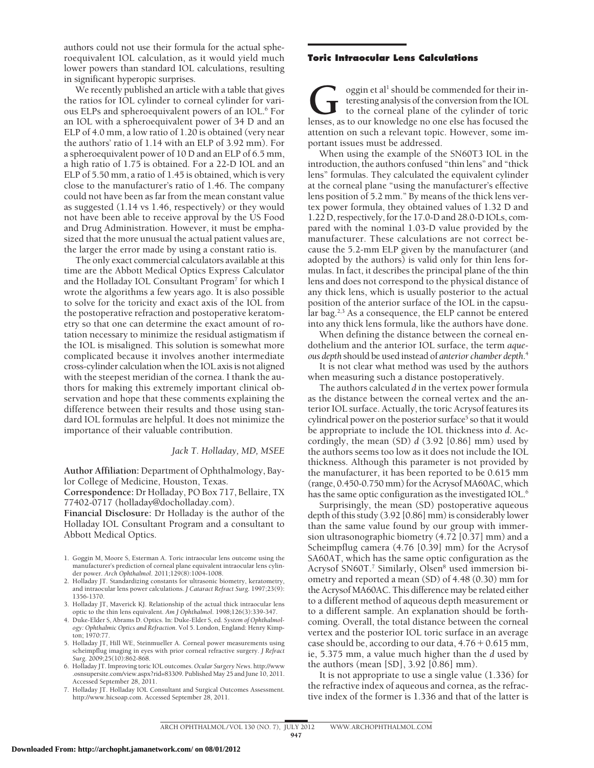authors could not use their formula for the actual spheroequivalent IOL calculation, as it would yield much lower powers than standard IOL calculations, resulting in significant hyperopic surprises.

We recently published an article with a table that gives the ratios for IOL cylinder to corneal cylinder for various ELPs and spheroequivalent powers of an IOL.[6] For an IOL with a spheroequivalent power of 34 D and an ELP of 4.0 mm, a low ratio of 1.20 is obtained (very near the authors' ratio of 1.14 with an ELP of 3.92 mm). For a spheroequivalent power of 10 D and an ELP of 6.5 mm, a high ratio of 1.75 is obtained. For a 22-D IOL and an ELP of 5.50 mm, a ratio of 1.45 is obtained, which is very close to the manufacturer's ratio of 1.46. The company could not have been as far from the mean constant value as suggested (1.14 vs 1.46, respectively) or they would not have been able to receive approval by the US Food and Drug Administration. However, it must be emphasized that the more unusual the actual patient values are, the larger the error made by using a constant ratio is.

The only exact commercial calculators available at this time are the Abbott Medical Optics Express Calculator and the Holladay IOL Consultant Program[7] for which I wrote the algorithms a few years ago. It is also possible to solve for the toricity and exact axis of the IOL from the postoperative refraction and postoperative keratometry so that one can determine the exact amount of rotation necessary to minimize the residual astigmatism if the IOL is misaligned. This solution is somewhat more complicated because it involves another intermediate cross-cylinder calculation when the IOL axis is not aligned with the steepest meridian of the cornea. I thank the authors for making this extremely important clinical observation and hope that these comments explaining the difference between their results and those using standard IOL formulas are helpful. It does not minimize the importance of their valuable contribution.

*Jack T. Holladay, MD, MSEE*

**Author Affiliation:** Department of Ophthalmology, Baylor College of Medicine, Houston, Texas.

**Correspondence:** Dr Holladay, PO Box 717, Bellaire, TX 77402-0717 (holladay@docholladay.com).

**Financial Disclosure:** Dr Holladay is the author of the Holladay IOL Consultant Program and a consultant to Abbott Medical Optics.

1. Goggin M, Moore S, Esterman A. Toric intraocular lens outcome using the manufacturer's prediction of corneal plane equivalent intraocular lens cylinder power. *Arch Ophthalmol*. 2011;129(8):1004-1008.
2. Holladay JT. Standardizing constants for ultrasonic biometry, keratometry, and intraocular lens power calculations. *J Cataract Refract Surg*. 1997;23(9):1356-1370.
3. Holladay JT, Maverick KJ. Relationship of the actual thick intraocular lens optic to the thin lens equivalent. *Am J Ophthalmol*. 1998;126(3):339-347.
4. Duke-Elder S, Abrams D. Optics. In: Duke-Elder S, ed. *System of Ophthalmology: Ophthalmic Optics and Refraction*. Vol 5. London, England: Henry Kimpton; 1970:77.
5. Holladay JT, Hill WE, Steinmueller A. Corneal power measurements using scheimpflug imaging in eyes with prior corneal refractive surgery. *J Refract Surg*. 2009;25(10):862-868.
6. Holladay JT. Improving toric IOL outcomes. *Ocular Surgery News*. http://www.osnsupersite.com/view.aspx?rid=83309. Published May 25 and June 10, 2011. Accessed September 28, 2011.
7. Holladay JT. Holladay IOL Consultant and Surgical Outcomes Assessment. http://www.hicsoap.com. Accessed September 28, 2011.

## Toric Intraocular Lens Calculations

Goggin et al[1] should be commended for their interesting analysis of the conversion from the IOL to the corneal plane of the cylinder of toric lenses, as to our knowledge no one else has focused the attention on such a relevant topic. However, some important issues must be addressed.

When using the example of the SN60T3 IOL in the introduction, the authors confused "thin lens" and "thick lens" formulas. They calculated the equivalent cylinder at the corneal plane "using the manufacturer's effective lens position of 5.2 mm." By means of the thick lens vertex power formula, they obtained values of 1.32 D and 1.22 D, respectively, for the 17.0-D and 28.0-D IOLs, compared with the nominal 1.03-D value provided by the manufacturer. These calculations are not correct because the 5.2-mm ELP given by the manufacturer (and adopted by the authors) is valid only for thin lens formulas. In fact, it describes the principal plane of the thin lens and does not correspond to the physical distance of any thick lens, which is usually posterior to the actual position of the anterior surface of the IOL in the capsular bag.[2,3] As a consequence, the ELP cannot be entered into any thick lens formula, like the authors have done.

When defining the distance between the corneal endothelium and the anterior IOL surface, the term *aqueous depth* should be used instead of *anterior chamber depth*.[4]

It is not clear what method was used by the authors when measuring such a distance postoperatively.

The authors calculated $d$ in the vertex power formula as the distance between the corneal vertex and the anterior IOL surface. Actually, the toric Acrysof features its cylindrical power on the posterior surface[5] so that it would be appropriate to include the IOL thickness into $d$. Accordingly, the mean (SD) $d$ (3.92 [0.86] mm) used by the authors seems too low as it does not include the IOL thickness. Although this parameter is not provided by the manufacturer, it has been reported to be 0.615 mm (range, 0.450-0.750 mm) for the Acrysof MA60AC, which has the same optic configuration as the investigated IOL.[6]

Surprisingly, the mean (SD) postoperative aqueous depth of this study (3.92 [0.86] mm) is considerably lower than the same value found by our group with immersion ultrasonographic biometry (4.72 [0.37] mm) and a Scheimpflug camera (4.76 [0.39] mm) for the Acrysof SA60AT, which has the same optic configuration as the Acrysof SN60T.[7] Similarly, Olsen[8] used immersion biometry and reported a mean (SD) of 4.48 (0.30) mm for the Acrysof MA60AC. This difference may be related either to a different method of aqueous depth measurement or to a different sample. An explanation should be forthcoming. Overall, the total distance between the corneal vertex and the posterior IOL toric surface in an average case should be, according to our data, 4.76 + 0.615 mm, ie, 5.375 mm, a value much higher than the $d$ used by the authors (mean [SD], 3.92 [0.86] mm).

It is not appropriate to use a single value (1.336) for the refractive index of aqueous and cornea, as the refractive index of the former is 1.336 and that of the latter is